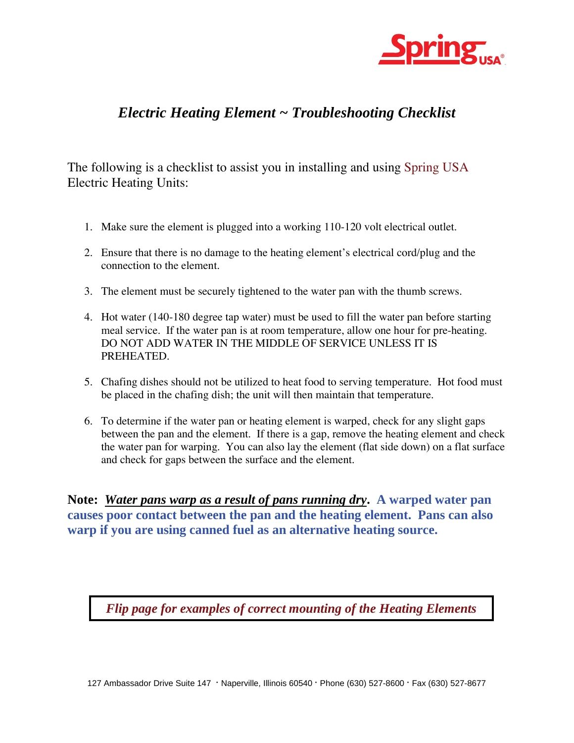Spring USA®

# *Electric Heating Element ~ Troubleshooting Checklist*

The following is a checklist to assist you in installing and using Spring USA Electric Heating Units:

1. Make sure the element is plugged into a working 110-120 volt electrical outlet.
2. Ensure that there is no damage to the heating element's electrical cord/plug and the connection to the element.
3. The element must be securely tightened to the water pan with the thumb screws.
4. Hot water (140-180 degree tap water) must be used to fill the water pan before starting meal service. If the water pan is at room temperature, allow one hour for pre-heating. DO NOT ADD WATER IN THE MIDDLE OF SERVICE UNLESS IT IS PREHEATED.
5. Chafing dishes should not be utilized to heat food to serving temperature. Hot food must be placed in the chafing dish; the unit will then maintain that temperature.
6. To determine if the water pan or heating element is warped, check for any slight gaps between the pan and the element. If there is a gap, remove the heating element and check the water pan for warping. You can also lay the element (flat side down) on a flat surface and check for gaps between the surface and the element.

**Note:** ***Water pans warp as a result of pans running dry*. A warped water pan causes poor contact between the pan and the heating element. Pans can also warp if you are using canned fuel as an alternative heating source.**

***Flip page for examples of correct mounting of the Heating Elements***

127 Ambassador Drive Suite 147 · Naperville, Illinois 60540 · Phone (630) 527-8600 · Fax (630) 527-8677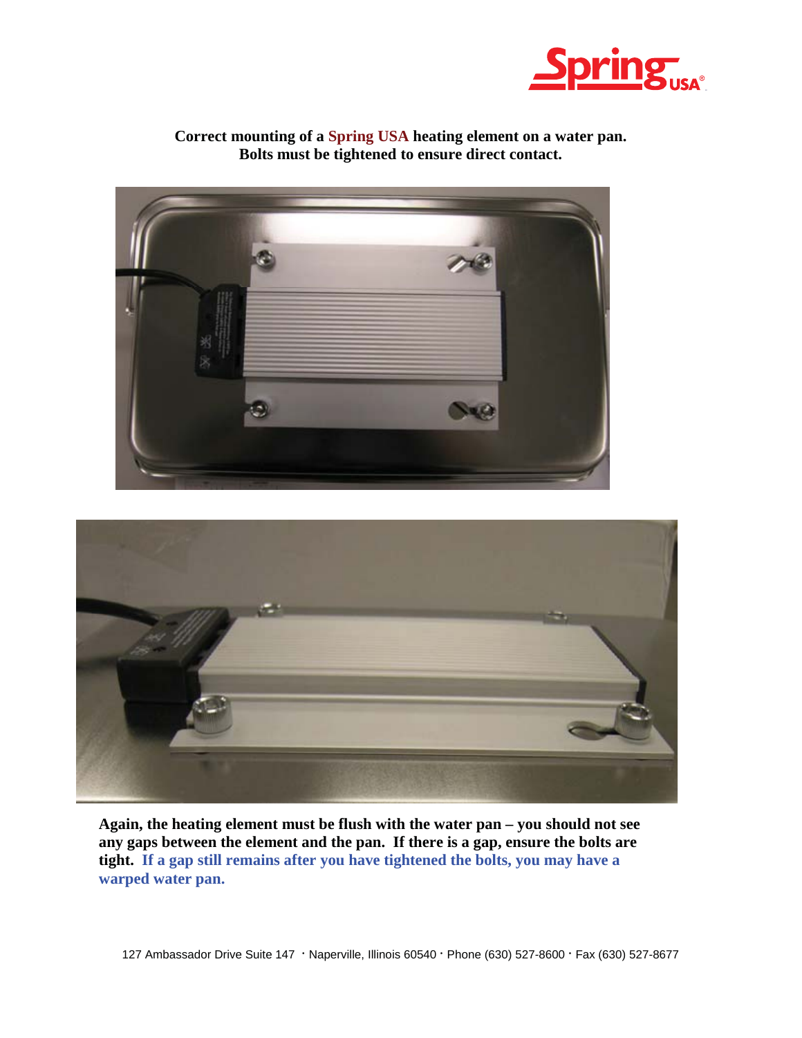**Correct mounting of a Spring USA heating element on a water pan.**
**Bolts must be tightened to ensure direct contact.**

**Again, the heating element must be flush with the water pan – you should not see any gaps between the element and the pan. If there is a gap, ensure the bolts are tight. If a gap still remains after you have tightened the bolts, you may have a warped water pan.**

127 Ambassador Drive Suite 147 · Naperville, Illinois 60540 · Phone (630) 527-8600 · Fax (630) 527-8677